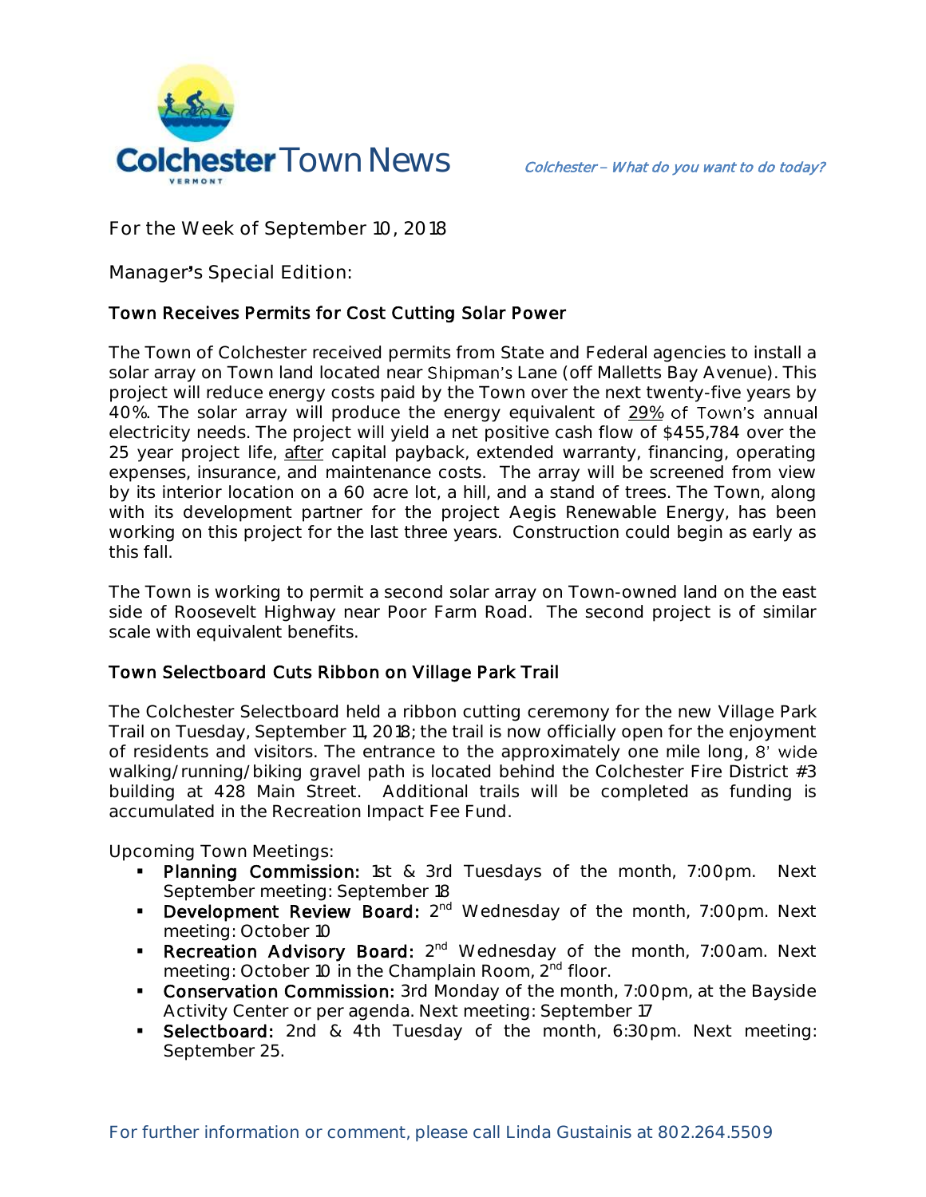# Colchester Town News

*Colchester – What do you want to do today?*

For the Week of September 10, 2018

Manager's Special Edition:

## Town Receives Permits for Cost Cutting Solar Power

The Town of Colchester received permits from State and Federal agencies to install a solar array on Town land located near Shipman's Lane (off Malletts Bay Avenue). This project will reduce energy costs paid by the Town over the next twenty-five years by 40%. The solar array will produce the energy equivalent of 29% of Town's annual electricity needs. The project will yield a net positive cash flow of $455,784 over the 25 year project life, after capital payback, extended warranty, financing, operating expenses, insurance, and maintenance costs. The array will be screened from view by its interior location on a 60 acre lot, a hill, and a stand of trees. The Town, along with its development partner for the project Aegis Renewable Energy, has been working on this project for the last three years. Construction could begin as early as this fall.

The Town is working to permit a second solar array on Town-owned land on the east side of Roosevelt Highway near Poor Farm Road. The second project is of similar scale with equivalent benefits.

## Town Selectboard Cuts Ribbon on Village Park Trail

The Colchester Selectboard held a ribbon cutting ceremony for the new Village Park Trail on Tuesday, September 11, 2018; the trail is now officially open for the enjoyment of residents and visitors. The entrance to the approximately one mile long, 8' wide walking/running/biking gravel path is located behind the Colchester Fire District #3 building at 428 Main Street. Additional trails will be completed as funding is accumulated in the Recreation Impact Fee Fund.

Upcoming Town Meetings:

- **Planning Commission:** 1st & 3rd Tuesdays of the month, 7:00pm. Next September meeting: September 18
- **Development Review Board:** 2nd Wednesday of the month, 7:00pm. Next meeting: October 10
- **Recreation Advisory Board:** 2nd Wednesday of the month, 7:00am. Next meeting: October 10 in the Champlain Room, 2nd floor.
- **Conservation Commission:** 3rd Monday of the month, 7:00pm, at the Bayside Activity Center or per agenda. Next meeting: September 17
- **Selectboard:** 2nd & 4th Tuesday of the month, 6:30pm. Next meeting: September 25.

For further information or comment, please call Linda Gustainis at 802.264.5509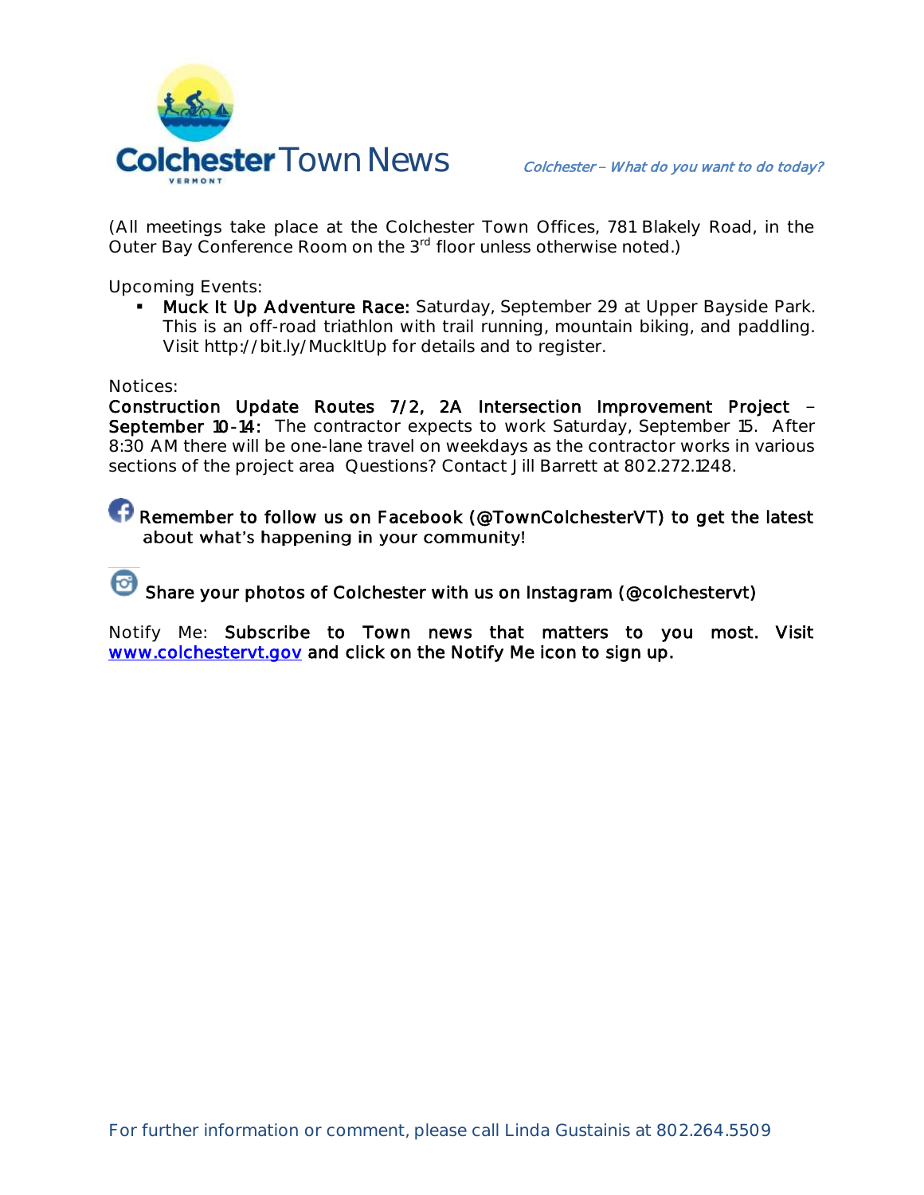(All meetings take place at the Colchester Town Offices, 781 Blakely Road, in the Outer Bay Conference Room on the 3rd floor unless otherwise noted.)

Upcoming Events:

- **Muck It Up Adventure Race:** Saturday, September 29 at Upper Bayside Park. This is an off-road triathlon with trail running, mountain biking, and paddling. Visit http://bit.ly/MuckItUp for details and to register.

Notices:

**Construction Update Routes 7/2, 2A Intersection Improvement Project – September 10-14:** The contractor expects to work Saturday, September 15. After 8:30 AM there will be one-lane travel on weekdays as the contractor works in various sections of the project area Questions? Contact Jill Barrett at 802.272.1248.

**Remember to follow us on Facebook (@TownColchesterVT) to get the latest about what's happening in your community!**

**Share your photos of Colchester with us on Instagram (@colchestervt)**

Notify Me: **Subscribe to Town news that matters to you most. Visit [www.colchestervt.gov](http://www.colchestervt.gov) and click on the Notify Me icon to sign up.**

For further information or comment, please call Linda Gustainis at 802.264.5509